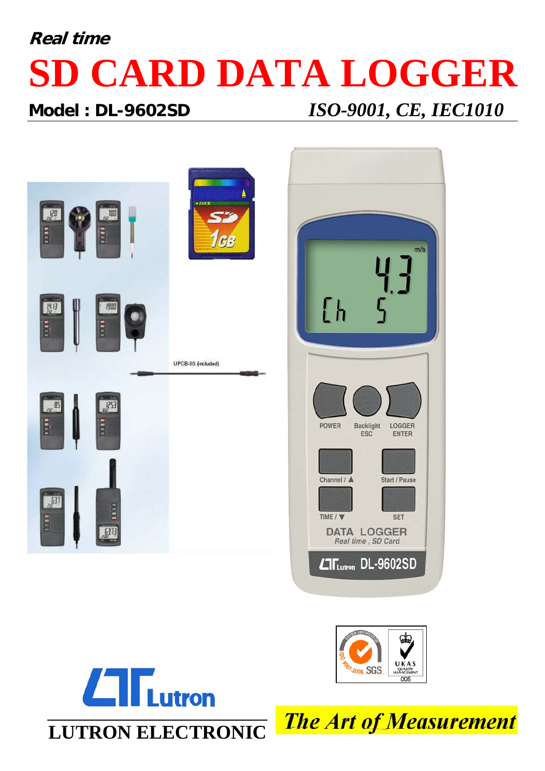***Real time***

# SD CARD DATA LOGGER

**Model : DL-9602SD** *ISO-9001, CE, IEC1010*

UPCB-03 (included)

**LUTRON ELECTRONIC**

***The Art of Measurement***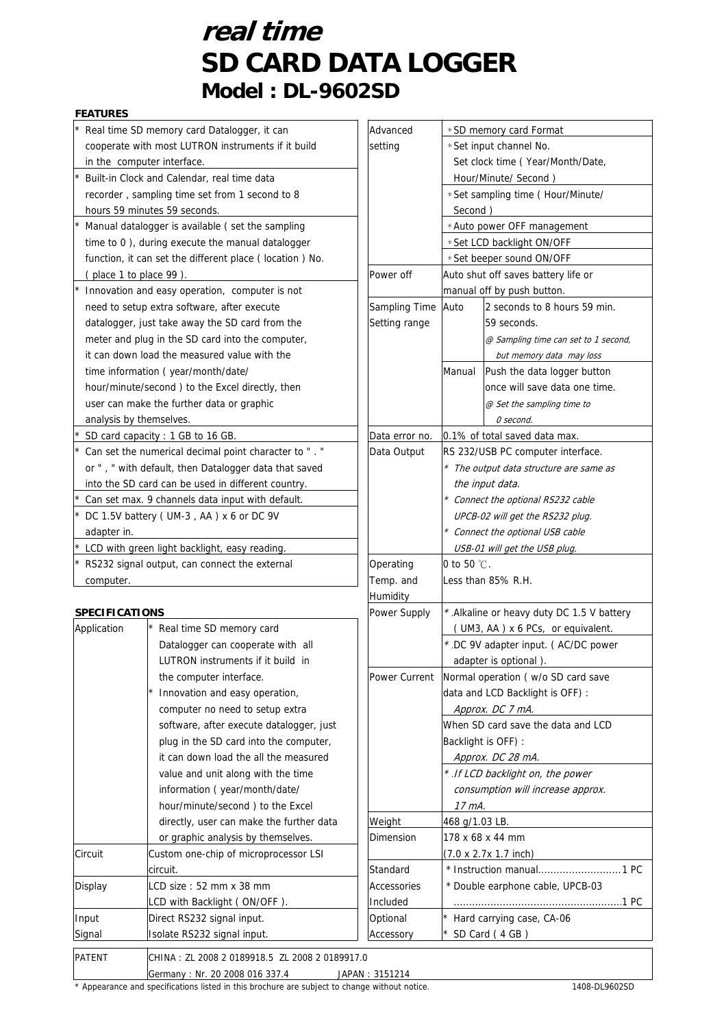# *real time*
# SD CARD DATA LOGGER
## Model : DL-9602SD

### FEATURES

* Real time SD memory card Datalogger, it can cooperate with most LUTRON instruments if it build in the computer interface.
* Built-in Clock and Calendar, real time data recorder , sampling time set from 1 second to 8 hours 59 minutes 59 seconds.
* Manual datalogger is available ( set the sampling time to 0 ), during execute the manual datalogger function, it can set the different place ( location ) No. ( place 1 to place 99 ).
* Innovation and easy operation, computer is not need to setup extra software, after execute datalogger, just take away the SD card from the meter and plug in the SD card into the computer, it can down load the measured value with the time information ( year/month/date/ hour/minute/second ) to the Excel directly, then user can make the further data or graphic analysis by themselves.
* SD card capacity : 1 GB to 16 GB.
* Can set the numerical decimal point character to " . " or " , " with default, then Datalogger data that saved into the SD card can be used in different country.
* Can set max. 9 channels data input with default.
* DC 1.5V battery ( UM-3 , AA ) x 6 or DC 9V adapter in.
* LCD with green light backlight, easy reading.
* RS232 signal output, can connect the external computer.

### SPECIFICATIONS

| | |
|---|---|
| Application | * Real time SD memory card Datalogger can cooperate with all LUTRON instruments if it build in the computer interface.<br>* Innovation and easy operation, computer no need to setup extra software, after execute datalogger, just plug in the SD card into the computer, it can down load the all the measured value and unit along with the time information ( year/month/date/ hour/minute/second ) to the Excel directly, user can make the further data or graphic analysis by themselves. |
| Circuit | Custom one-chip of microprocessor LSI circuit. |
| Display | LCD size : 52 mm x 38 mm<br>LCD with Backlight ( ON/OFF ). |
| Input Signal | Direct RS232 signal input.<br>Isolate RS232 signal input. |
| Advanced setting | * SD memory card Format<br>* Set input channel No.<br>Set clock time ( Year/Month/Date, Hour/Minute/ Second )<br>* Set sampling time ( Hour/Minute/ Second )<br>* Auto power OFF management<br>* Set LCD backlight ON/OFF<br>* Set beeper sound ON/OFF |
| Power off | Auto shut off saves battery life or manual off by push button. |
| Sampling Time Setting range | Auto: 2 seconds to 8 hours 59 min. 59 seconds.<br>*@ Sampling time can set to 1 second, but memory data may loss*<br>Manual: Push the data logger button once will save data one time.<br>*@ Set the sampling time to 0 second.* |
| Data error no. | 0.1% of total saved data max. |
| Data Output | RS 232/USB PC computer interface.<br>*\* The output data structure are same as the input data.*<br>*\* Connect the optional RS232 cable UPCB-02 will get the RS232 plug.*<br>*\* Connect the optional USB cable USB-01 will get the USB plug.* |
| Operating Temp. and Humidity | 0 to 50 ℃.<br>Less than 85% R.H. |
| Power Supply | *.Alkaline or heavy duty DC 1.5 V battery ( UM3, AA ) x 6 PCs, or equivalent.<br>*.DC 9V adapter input. ( AC/DC power adapter is optional ). |
| Power Current | Normal operation ( w/o SD card save data and LCD Backlight is OFF) : *Approx. DC 7 mA.*<br>When SD card save the data and LCD Backlight is OFF) : *Approx. DC 28 mA.*<br>*\*.If LCD backlight on, the power consumption will increase approx. 17 mA.* |
| Weight | 468 g/1.03 LB. |
| Dimension | 178 x 68 x 44 mm<br>(7.0 x 2.7x 1.7 inch) |
| Standard Accessories Included | * Instruction manual...........................1 PC<br>* Double earphone cable, UPCB-03 ......................................................1 PC |
| Optional Accessory | * Hard carrying case, CA-06<br>* SD Card ( 4 GB ) |

| | |
|---|---|
| PATENT | CHINA : ZL 2008 2 0189918.5 ZL 2008 2 0189917.0<br>Germany : Nr. 20 2008 016 337.4 JAPAN : 3151214 |

* Appearance and specifications listed in this brochure are subject to change without notice.

1408-DL9602SD